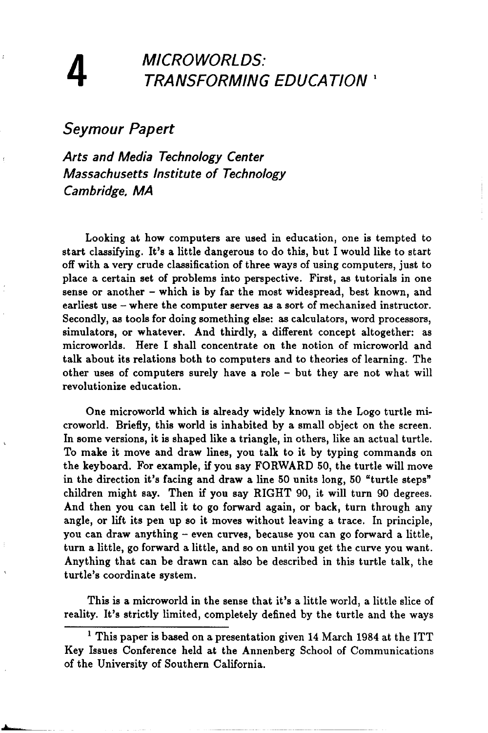# 4 MICROWORLDS: TRANSFORMING EDUCATION [1]

## Seymour Papert

***Arts and Media Technology Center***
***Massachusetts Institute of Technology***
***Cambridge, MA***

Looking at how computers are used in education, one is tempted to start classifying. It's a little dangerous to do this, but I would like to start off with a very crude classification of three ways of using computers, just to place a certain set of problems into perspective. First, as tutorials in one sense or another – which is by far the most widespread, best known, and earliest use – where the computer serves as a sort of mechanized instructor. Secondly, as tools for doing something else: as calculators, word processors, simulators, or whatever. And thirdly, a different concept altogether: as microworlds. Here I shall concentrate on the notion of microworld and talk about its relations both to computers and to theories of learning. The other uses of computers surely have a role – but they are not what will revolutionize education.

One microworld which is already widely known is the Logo turtle microworld. Briefly, this world is inhabited by a small object on the screen. In some versions, it is shaped like a triangle, in others, like an actual turtle. To make it move and draw lines, you talk to it by typing commands on the keyboard. For example, if you say FORWARD 50, the turtle will move in the direction it's facing and draw a line 50 units long, 50 "turtle steps" children might say. Then if you say RIGHT 90, it will turn 90 degrees. And then you can tell it to go forward again, or back, turn through any angle, or lift its pen up so it moves without leaving a trace. In principle, you can draw anything – even curves, because you can go forward a little, turn a little, go forward a little, and so on until you get the curve you want. Anything that can be drawn can also be described in this turtle talk, the turtle's coordinate system.

This is a microworld in the sense that it's a little world, a little slice of reality. It's strictly limited, completely defined by the turtle and the ways

[1] This paper is based on a presentation given 14 March 1984 at the ITT Key Issues Conference held at the Annenberg School of Communications of the University of Southern California.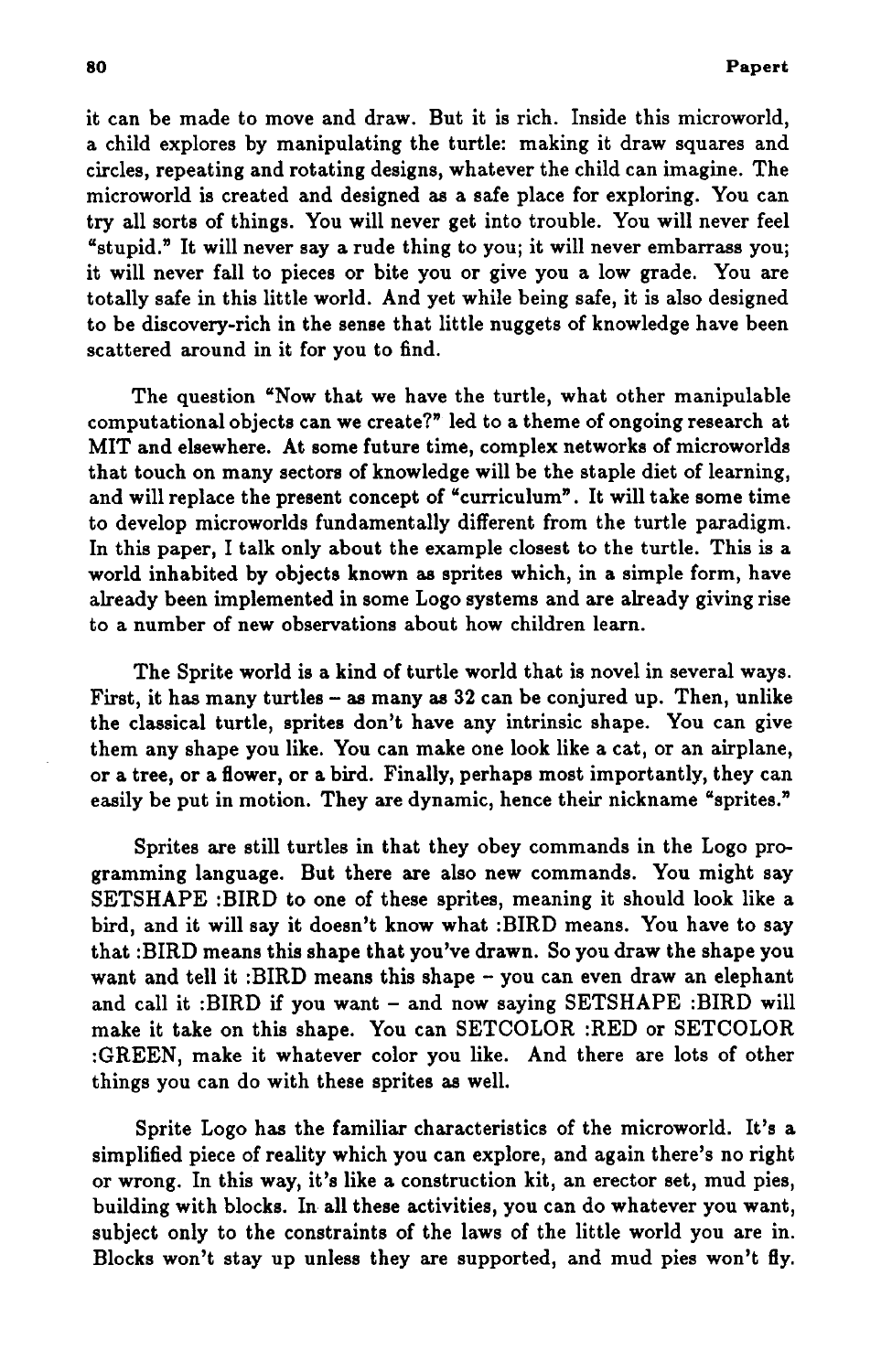it can be made to move and draw. But it is rich. Inside this microworld, a child explores by manipulating the turtle: making it draw squares and circles, repeating and rotating designs, whatever the child can imagine. The microworld is created and designed as a safe place for exploring. You can try all sorts of things. You will never get into trouble. You will never feel "stupid." It will never say a rude thing to you; it will never embarrass you; it will never fall to pieces or bite you or give you a low grade. You are totally safe in this little world. And yet while being safe, it is also designed to be discovery-rich in the sense that little nuggets of knowledge have been scattered around in it for you to find.

The question "Now that we have the turtle, what other manipulable computational objects can we create?" led to a theme of ongoing research at MIT and elsewhere. At some future time, complex networks of microworlds that touch on many sectors of knowledge will be the staple diet of learning, and will replace the present concept of "curriculum". It will take some time to develop microworlds fundamentally different from the turtle paradigm. In this paper, I talk only about the example closest to the turtle. This is a world inhabited by objects known as sprites which, in a simple form, have already been implemented in some Logo systems and are already giving rise to a number of new observations about how children learn.

The Sprite world is a kind of turtle world that is novel in several ways. First, it has many turtles – as many as 32 can be conjured up. Then, unlike the classical turtle, sprites don't have any intrinsic shape. You can give them any shape you like. You can make one look like a cat, or an airplane, or a tree, or a flower, or a bird. Finally, perhaps most importantly, they can easily be put in motion. They are dynamic, hence their nickname "sprites."

Sprites are still turtles in that they obey commands in the Logo programming language. But there are also new commands. You might say SETSHAPE :BIRD to one of these sprites, meaning it should look like a bird, and it will say it doesn't know what :BIRD means. You have to say that :BIRD means this shape that you've drawn. So you draw the shape you want and tell it :BIRD means this shape – you can even draw an elephant and call it :BIRD if you want – and now saying SETSHAPE :BIRD will make it take on this shape. You can SETCOLOR :RED or SETCOLOR :GREEN, make it whatever color you like. And there are lots of other things you can do with these sprites as well.

Sprite Logo has the familiar characteristics of the microworld. It's a simplified piece of reality which you can explore, and again there's no right or wrong. In this way, it's like a construction kit, an erector set, mud pies, building with blocks. In all these activities, you can do whatever you want, subject only to the constraints of the laws of the little world you are in. Blocks won't stay up unless they are supported, and mud pies won't fly.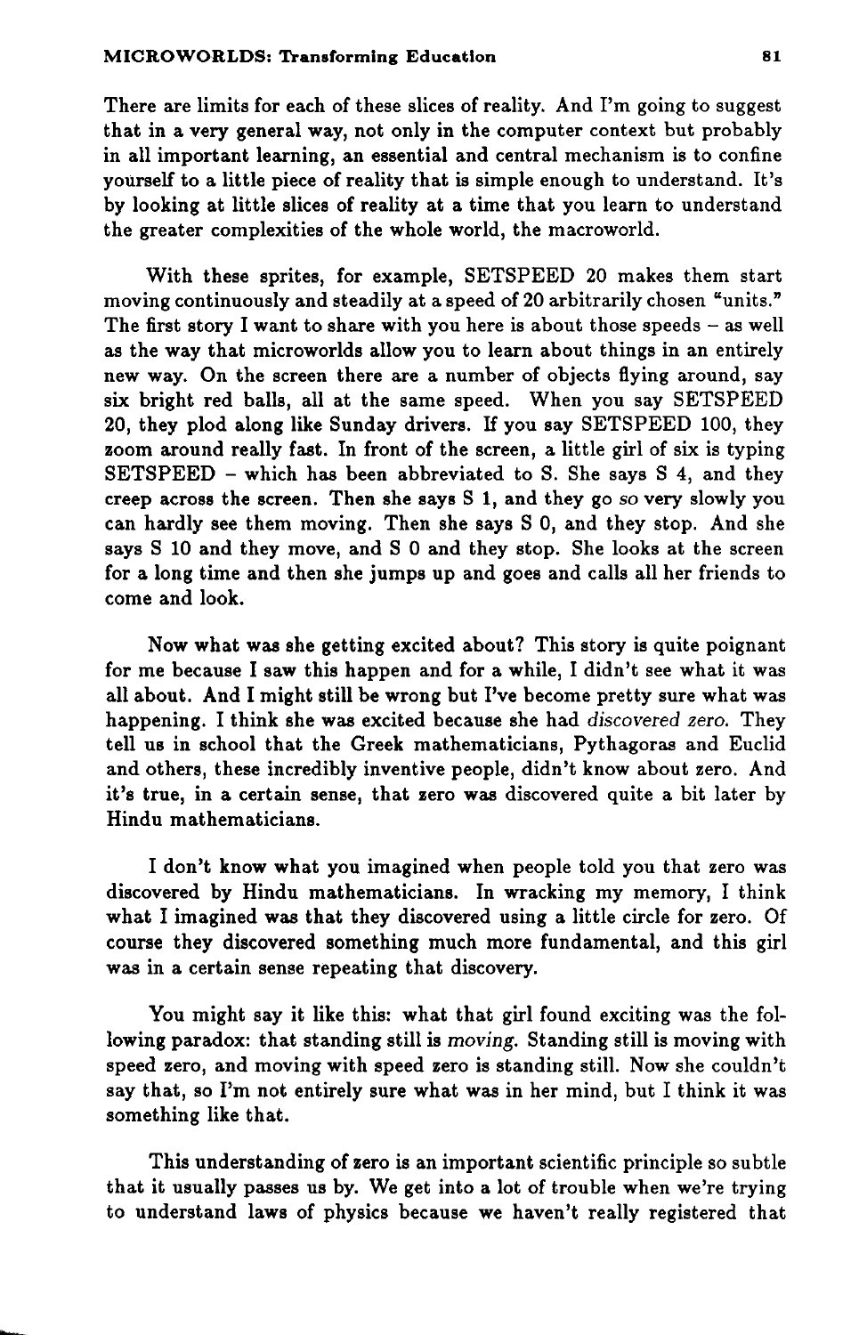There are limits for each of these slices of reality. And I'm going to suggest that in a very general way, not only in the computer context but probably in all important learning, an essential and central mechanism is to confine yourself to a little piece of reality that is simple enough to understand. It's by looking at little slices of reality at a time that you learn to understand the greater complexities of the whole world, the macroworld.

With these sprites, for example, SETSPEED 20 makes them start moving continuously and steadily at a speed of 20 arbitrarily chosen "units." The first story I want to share with you here is about those speeds – as well as the way that microworlds allow you to learn about things in an entirely new way. On the screen there are a number of objects flying around, say six bright red balls, all at the same speed. When you say SETSPEED 20, they plod along like Sunday drivers. If you say SETSPEED 100, they zoom around really fast. In front of the screen, a little girl of six is typing SETSPEED – which has been abbreviated to S. She says S 4, and they creep across the screen. Then she says S 1, and they go so very slowly you can hardly see them moving. Then she says S 0, and they stop. And she says S 10 and they move, and S 0 and they stop. She looks at the screen for a long time and then she jumps up and goes and calls all her friends to come and look.

Now what was she getting excited about? This story is quite poignant for me because I saw this happen and for a while, I didn't see what it was all about. And I might still be wrong but I've become pretty sure what was happening. I think she was excited because she had *discovered zero.* They tell us in school that the Greek mathematicians, Pythagoras and Euclid and others, these incredibly inventive people, didn't know about zero. And it's true, in a certain sense, that zero was discovered quite a bit later by Hindu mathematicians.

I don't know what you imagined when people told you that zero was discovered by Hindu mathematicians. In wracking my memory, I think what I imagined was that they discovered using a little circle for zero. Of course they discovered something much more fundamental, and this girl was in a certain sense repeating that discovery.

You might say it like this: what that girl found exciting was the following paradox: that standing still is *moving.* Standing still is moving with speed zero, and moving with speed zero is standing still. Now she couldn't say that, so I'm not entirely sure what was in her mind, but I think it was something like that.

This understanding of zero is an important scientific principle so subtle that it usually passes us by. We get into a lot of trouble when we're trying to understand laws of physics because we haven't really registered that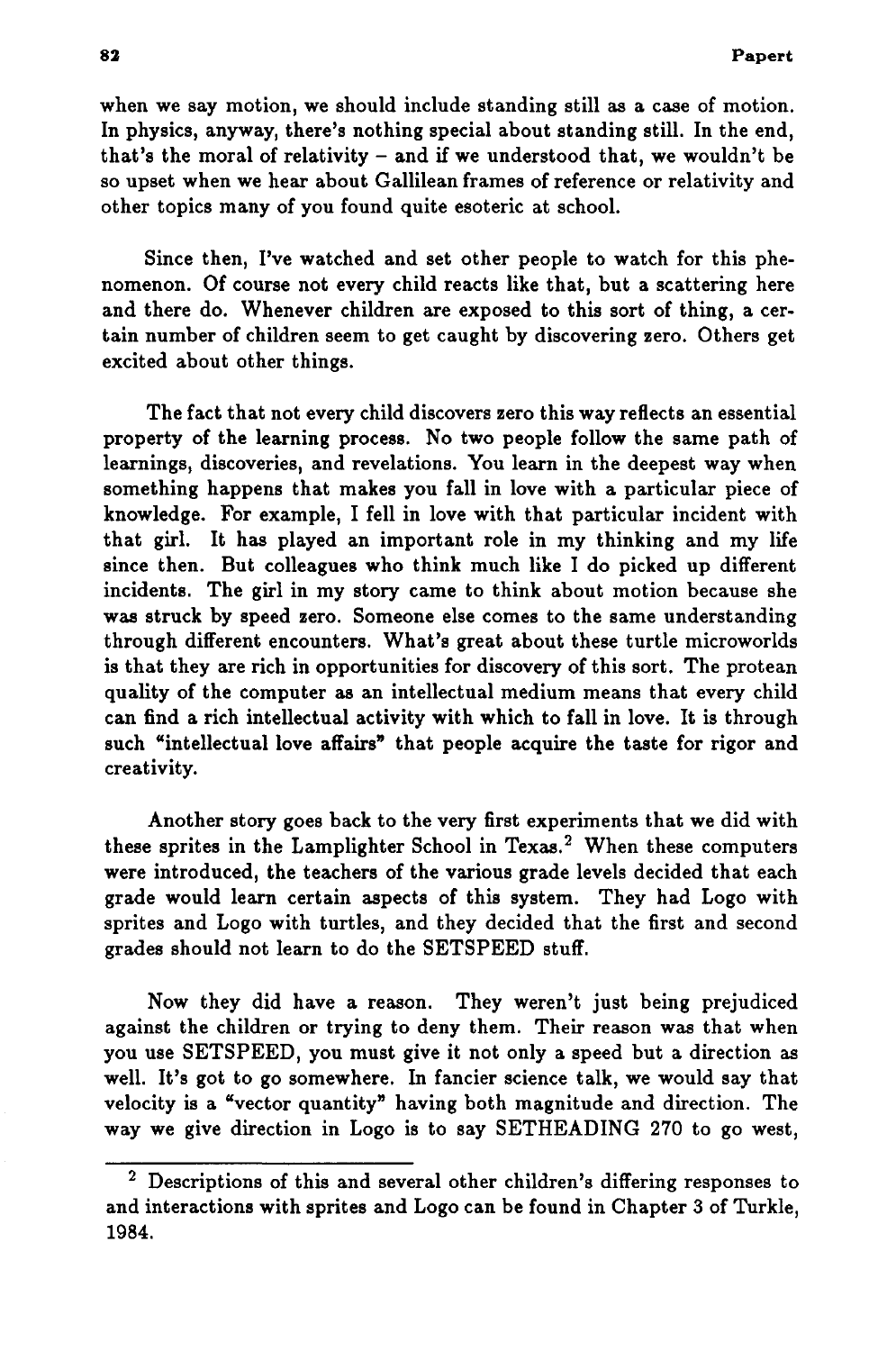when we say motion, we should include standing still as a case of motion. In physics, anyway, there's nothing special about standing still. In the end, that's the moral of relativity – and if we understood that, we wouldn't be so upset when we hear about Gallilean frames of reference or relativity and other topics many of you found quite esoteric at school.

Since then, I've watched and set other people to watch for this phenomenon. Of course not every child reacts like that, but a scattering here and there do. Whenever children are exposed to this sort of thing, a certain number of children seem to get caught by discovering zero. Others get excited about other things.

The fact that not every child discovers zero this way reflects an essential property of the learning process. No two people follow the same path of learnings, discoveries, and revelations. You learn in the deepest way when something happens that makes you fall in love with a particular piece of knowledge. For example, I fell in love with that particular incident with that girl. It has played an important role in my thinking and my life since then. But colleagues who think much like I do picked up different incidents. The girl in my story came to think about motion because she was struck by speed zero. Someone else comes to the same understanding through different encounters. What's great about these turtle microworlds is that they are rich in opportunities for discovery of this sort. The protean quality of the computer as an intellectual medium means that every child can find a rich intellectual activity with which to fall in love. It is through such "intellectual love affairs" that people acquire the taste for rigor and creativity.

Another story goes back to the very first experiments that we did with these sprites in the Lamplighter School in Texas.[2] When these computers were introduced, the teachers of the various grade levels decided that each grade would learn certain aspects of this system. They had Logo with sprites and Logo with turtles, and they decided that the first and second grades should not learn to do the SETSPEED stuff.

Now they did have a reason. They weren't just being prejudiced against the children or trying to deny them. Their reason was that when you use SETSPEED, you must give it not only a speed but a direction as well. It's got to go somewhere. In fancier science talk, we would say that velocity is a "vector quantity" having both magnitude and direction. The way we give direction in Logo is to say SETHEADING 270 to go west,

---

[2] Descriptions of this and several other children's differing responses to and interactions with sprites and Logo can be found in Chapter 3 of Turkle, 1984.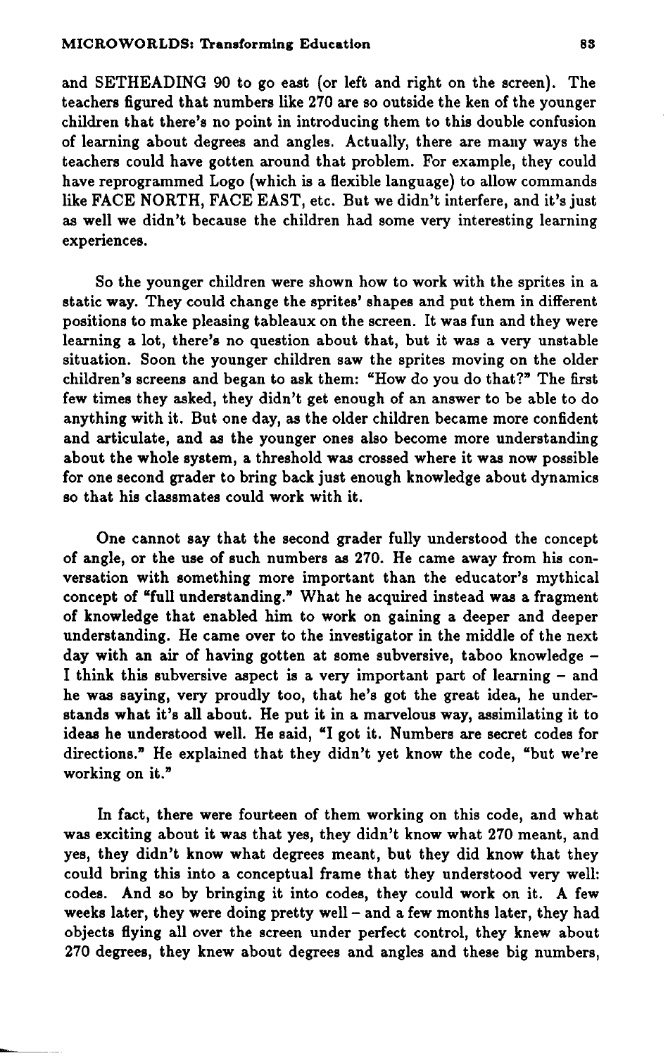and SETHEADING 90 to go east (or left and right on the screen). The teachers figured that numbers like 270 are so outside the ken of the younger children that there's no point in introducing them to this double confusion of learning about degrees and angles. Actually, there are many ways the teachers could have gotten around that problem. For example, they could have reprogrammed Logo (which is a flexible language) to allow commands like FACE NORTH, FACE EAST, etc. But we didn't interfere, and it's just as well we didn't because the children had some very interesting learning experiences.

So the younger children were shown how to work with the sprites in a static way. They could change the sprites' shapes and put them in different positions to make pleasing tableaux on the screen. It was fun and they were learning a lot, there's no question about that, but it was a very unstable situation. Soon the younger children saw the sprites moving on the older children's screens and began to ask them: "How do you do that?" The first few times they asked, they didn't get enough of an answer to be able to do anything with it. But one day, as the older children became more confident and articulate, and as the younger ones also become more understanding about the whole system, a threshold was crossed where it was now possible for one second grader to bring back just enough knowledge about dynamics so that his classmates could work with it.

One cannot say that the second grader fully understood the concept of angle, or the use of such numbers as 270. He came away from his conversation with something more important than the educator's mythical concept of "full understanding." What he acquired instead was a fragment of knowledge that enabled him to work on gaining a deeper and deeper understanding. He came over to the investigator in the middle of the next day with an air of having gotten at some subversive, taboo knowledge – I think this subversive aspect is a very important part of learning – and he was saying, very proudly too, that he's got the great idea, he understands what it's all about. He put it in a marvelous way, assimilating it to ideas he understood well. He said, "I got it. Numbers are secret codes for directions." He explained that they didn't yet know the code, "but we're working on it."

In fact, there were fourteen of them working on this code, and what was exciting about it was that yes, they didn't know what 270 meant, and yes, they didn't know what degrees meant, but they did know that they could bring this into a conceptual frame that they understood very well: codes. And so by bringing it into codes, they could work on it. A few weeks later, they were doing pretty well – and a few months later, they had objects flying all over the screen under perfect control, they knew about 270 degrees, they knew about degrees and angles and these big numbers,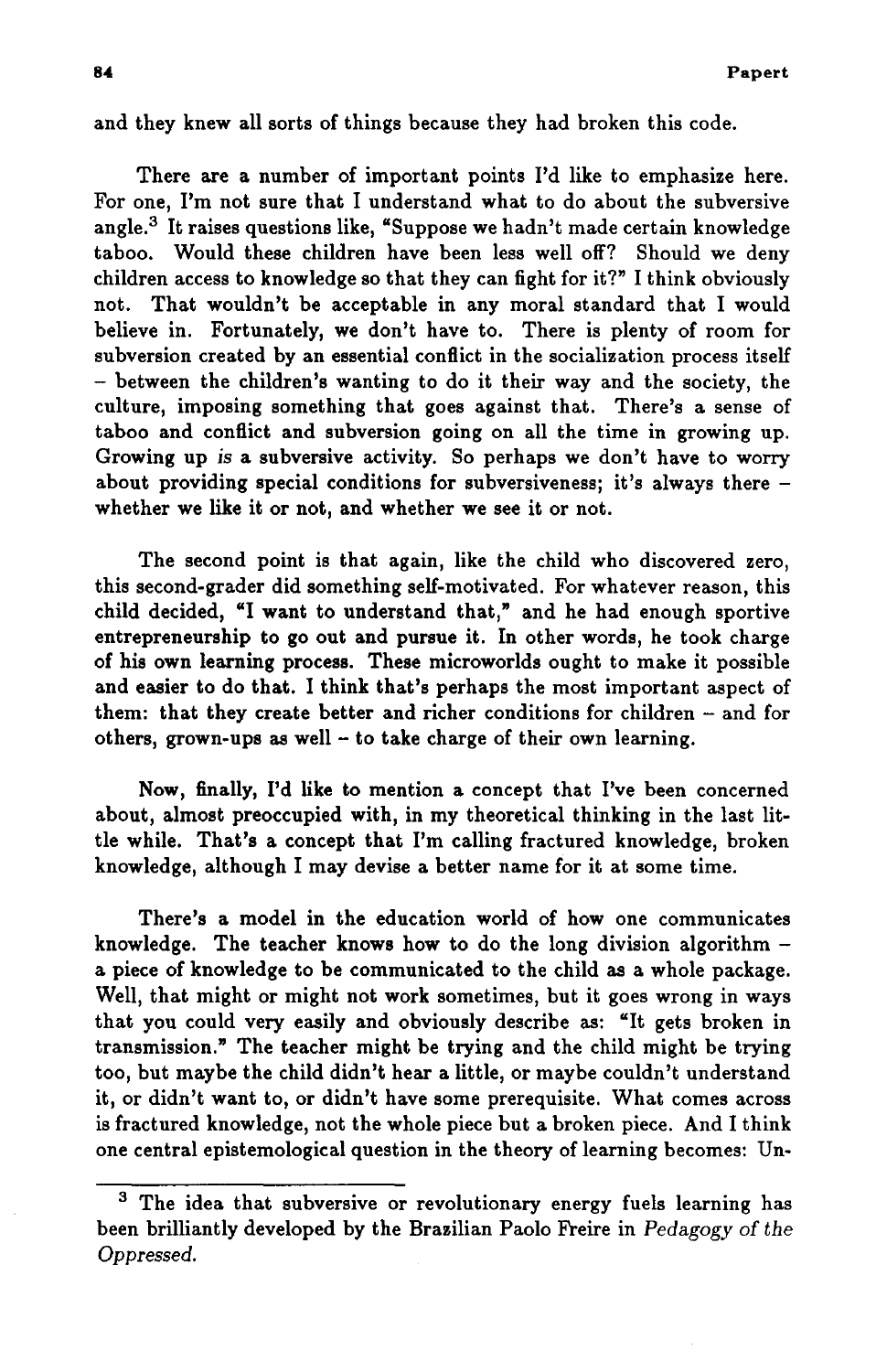and they knew all sorts of things because they had broken this code.

There are a number of important points I'd like to emphasize here. For one, I'm not sure that I understand what to do about the subversive angle.[3] It raises questions like, "Suppose we hadn't made certain knowledge taboo. Would these children have been less well off? Should we deny children access to knowledge so that they can fight for it?" I think obviously not. That wouldn't be acceptable in any moral standard that I would believe in. Fortunately, we don't have to. There is plenty of room for subversion created by an essential conflict in the socialization process itself – between the children's wanting to do it their way and the society, the culture, imposing something that goes against that. There's a sense of taboo and conflict and subversion going on all the time in growing up. Growing up *is* a subversive activity. So perhaps we don't have to worry about providing special conditions for subversiveness; it's always there – whether we like it or not, and whether we see it or not.

The second point is that again, like the child who discovered zero, this second-grader did something self-motivated. For whatever reason, this child decided, "I want to understand that," and he had enough sportive entrepreneurship to go out and pursue it. In other words, he took charge of his own learning process. These microworlds ought to make it possible and easier to do that. I think that's perhaps the most important aspect of them: that they create better and richer conditions for children – and for others, grown-ups as well – to take charge of their own learning.

Now, finally, I'd like to mention a concept that I've been concerned about, almost preoccupied with, in my theoretical thinking in the last little while. That's a concept that I'm calling fractured knowledge, broken knowledge, although I may devise a better name for it at some time.

There's a model in the education world of how one communicates knowledge. The teacher knows how to do the long division algorithm – a piece of knowledge to be communicated to the child as a whole package. Well, that might or might not work sometimes, but it goes wrong in ways that you could very easily and obviously describe as: "It gets broken in transmission." The teacher might be trying and the child might be trying too, but maybe the child didn't hear a little, or maybe couldn't understand it, or didn't want to, or didn't have some prerequisite. What comes across is fractured knowledge, not the whole piece but a broken piece. And I think one central epistemological question in the theory of learning becomes: Un-

---

[3] The idea that subversive or revolutionary energy fuels learning has been brilliantly developed by the Brazilian Paolo Freire in *Pedagogy of the Oppressed*.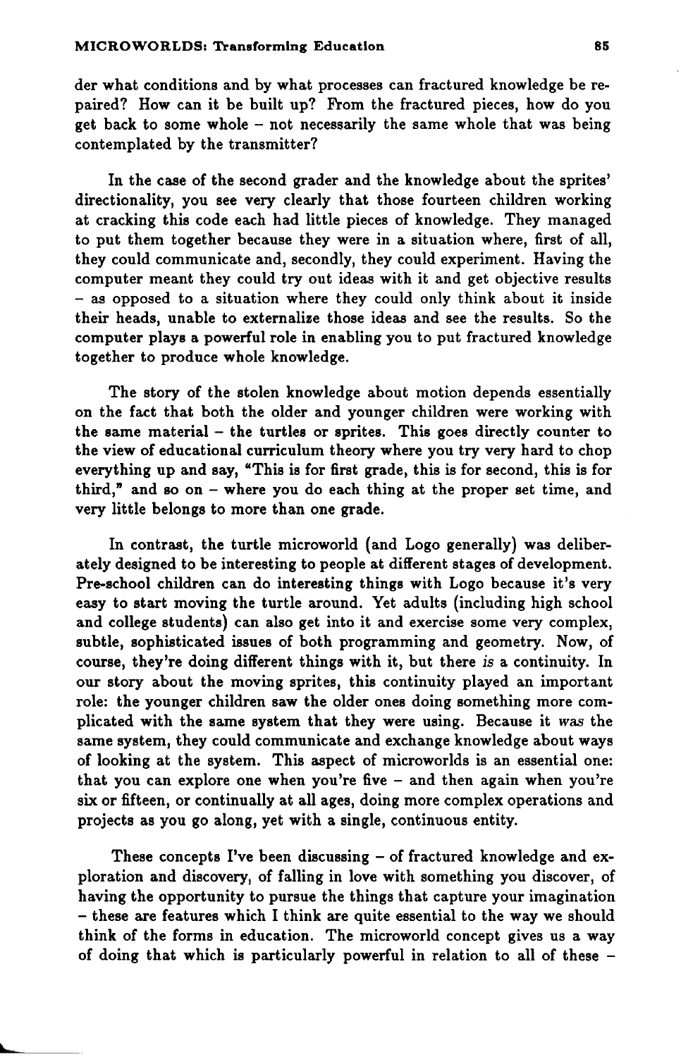der what conditions and by what processes can fractured knowledge be repaired? How can it be built up? From the fractured pieces, how do you get back to some whole – not necessarily the same whole that was being contemplated by the transmitter?

In the case of the second grader and the knowledge about the sprites' directionality, you see very clearly that those fourteen children working at cracking this code each had little pieces of knowledge. They managed to put them together because they were in a situation where, first of all, they could communicate and, secondly, they could experiment. Having the computer meant they could try out ideas with it and get objective results – as opposed to a situation where they could only think about it inside their heads, unable to externalize those ideas and see the results. So the computer plays a powerful role in enabling you to put fractured knowledge together to produce whole knowledge.

The story of the stolen knowledge about motion depends essentially on the fact that both the older and younger children were working with the same material – the turtles or sprites. This goes directly counter to the view of educational curriculum theory where you try very hard to chop everything up and say, "This is for first grade, this is for second, this is for third," and so on – where you do each thing at the proper set time, and very little belongs to more than one grade.

In contrast, the turtle microworld (and Logo generally) was deliberately designed to be interesting to people at different stages of development. Pre-school children can do interesting things with Logo because it's very easy to start moving the turtle around. Yet adults (including high school and college students) can also get into it and exercise some very complex, subtle, sophisticated issues of both programming and geometry. Now, of course, they're doing different things with it, but there *is* a continuity. In our story about the moving sprites, this continuity played an important role: the younger children saw the older ones doing something more complicated with the same system that they were using. Because it *was* the same system, they could communicate and exchange knowledge about ways of looking at the system. This aspect of microworlds is an essential one: that you can explore one when you're five – and then again when you're six or fifteen, or continually at all ages, doing more complex operations and projects as you go along, yet with a single, continuous entity.

These concepts I've been discussing – of fractured knowledge and exploration and discovery, of falling in love with something you discover, of having the opportunity to pursue the things that capture your imagination – these are features which I think are quite essential to the way we should think of the forms in education. The microworld concept gives us a way of doing that which is particularly powerful in relation to all of these –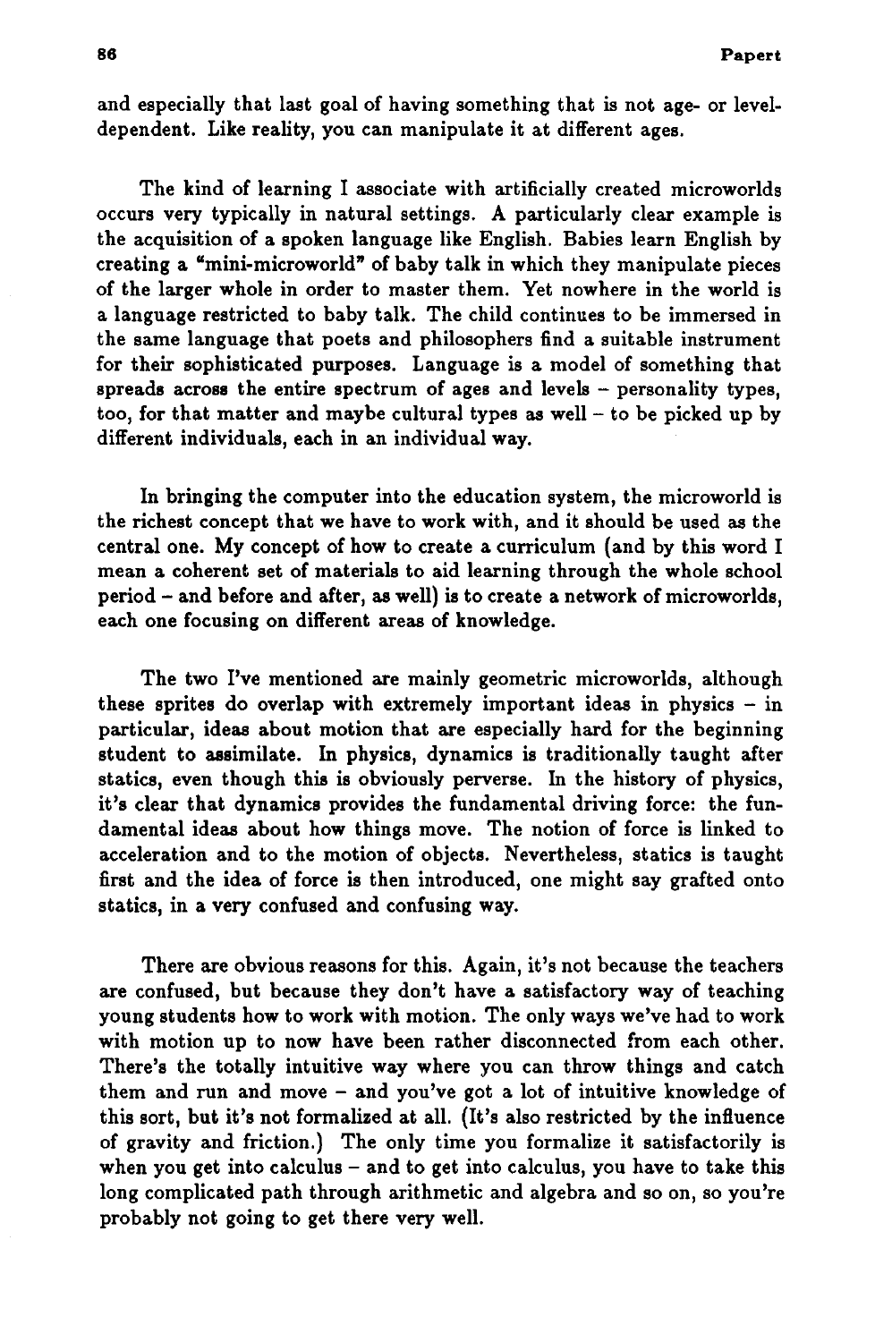and especially that last goal of having something that is not age- or level-dependent. Like reality, you can manipulate it at different ages.

The kind of learning I associate with artificially created microworlds occurs very typically in natural settings. A particularly clear example is the acquisition of a spoken language like English. Babies learn English by creating a "mini-microworld" of baby talk in which they manipulate pieces of the larger whole in order to master them. Yet nowhere in the world is a language restricted to baby talk. The child continues to be immersed in the same language that poets and philosophers find a suitable instrument for their sophisticated purposes. Language is a model of something that spreads across the entire spectrum of ages and levels – personality types, too, for that matter and maybe cultural types as well – to be picked up by different individuals, each in an individual way.

In bringing the computer into the education system, the microworld is the richest concept that we have to work with, and it should be used as the central one. My concept of how to create a curriculum (and by this word I mean a coherent set of materials to aid learning through the whole school period – and before and after, as well) is to create a network of microworlds, each one focusing on different areas of knowledge.

The two I've mentioned are mainly geometric microworlds, although these sprites do overlap with extremely important ideas in physics – in particular, ideas about motion that are especially hard for the beginning student to assimilate. In physics, dynamics is traditionally taught after statics, even though this is obviously perverse. In the history of physics, it's clear that dynamics provides the fundamental driving force: the fundamental ideas about how things move. The notion of force is linked to acceleration and to the motion of objects. Nevertheless, statics is taught first and the idea of force is then introduced, one might say grafted onto statics, in a very confused and confusing way.

There are obvious reasons for this. Again, it's not because the teachers are confused, but because they don't have a satisfactory way of teaching young students how to work with motion. The only ways we've had to work with motion up to now have been rather disconnected from each other. There's the totally intuitive way where you can throw things and catch them and run and move – and you've got a lot of intuitive knowledge of this sort, but it's not formalized at all. (It's also restricted by the influence of gravity and friction.) The only time you formalize it satisfactorily is when you get into calculus – and to get into calculus, you have to take this long complicated path through arithmetic and algebra and so on, so you're probably not going to get there very well.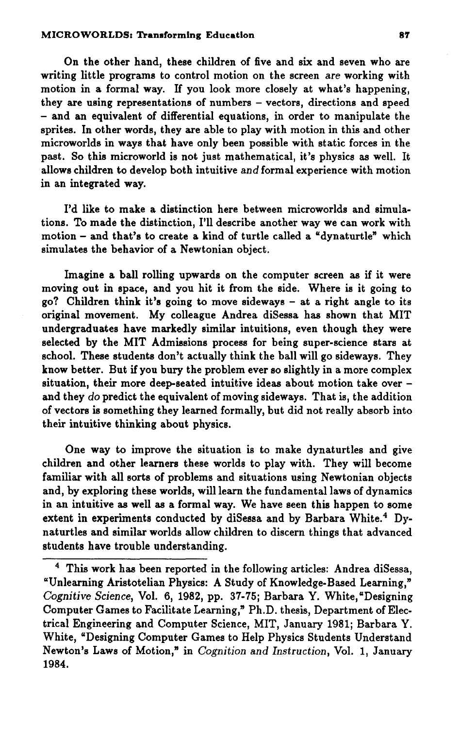On the other hand, these children of five and six and seven who are writing little programs to control motion on the screen *are* working with motion in a formal way. If you look more closely at what's happening, they are using representations of numbers – vectors, directions and speed – and an equivalent of differential equations, in order to manipulate the sprites. In other words, they are able to play with motion in this and other microworlds in ways that have only been possible with static forces in the past. So this microworld is not just mathematical, it's physics as well. It allows children to develop both intuitive *and* formal experience with motion in an integrated way.

I'd like to make a distinction here between microworlds and simulations. To made the distinction, I'll describe another way we can work with motion – and that's to create a kind of turtle called a "dynaturtle" which simulates the behavior of a Newtonian object.

Imagine a ball rolling upwards on the computer screen as if it were moving out in space, and you hit it from the side. Where is it going to go? Children think it's going to move sideways – at a right angle to its original movement. My colleague Andrea diSessa has shown that MIT undergraduates have markedly similar intuitions, even though they were selected by the MIT Admissions process for being super-science stars at school. These students don't actually think the ball will go sideways. They know better. But if you bury the problem ever so slightly in a more complex situation, their more deep-seated intuitive ideas about motion take over – and they *do* predict the equivalent of moving sideways. That is, the addition of vectors is something they learned formally, but did not really absorb into their intuitive thinking about physics.

One way to improve the situation is to make dynaturtles and give children and other learners these worlds to play with. They will become familiar with all sorts of problems and situations using Newtonian objects and, by exploring these worlds, will learn the fundamental laws of dynamics in an intuitive as well as a formal way. We have seen this happen to some extent in experiments conducted by diSessa and by Barbara White.[4] Dynaturtles and similar worlds allow children to discern things that advanced students have trouble understanding.

---

[4] This work has been reported in the following articles: Andrea diSessa, "Unlearning Aristotelian Physics: A Study of Knowledge-Based Learning," *Cognitive Science*, Vol. 6, 1982, pp. 37-75; Barbara Y. White, "Designing Computer Games to Facilitate Learning," Ph.D. thesis, Department of Electrical Engineering and Computer Science, MIT, January 1981; Barbara Y. White, "Designing Computer Games to Help Physics Students Understand Newton's Laws of Motion," in *Cognition and Instruction*, Vol. 1, January 1984.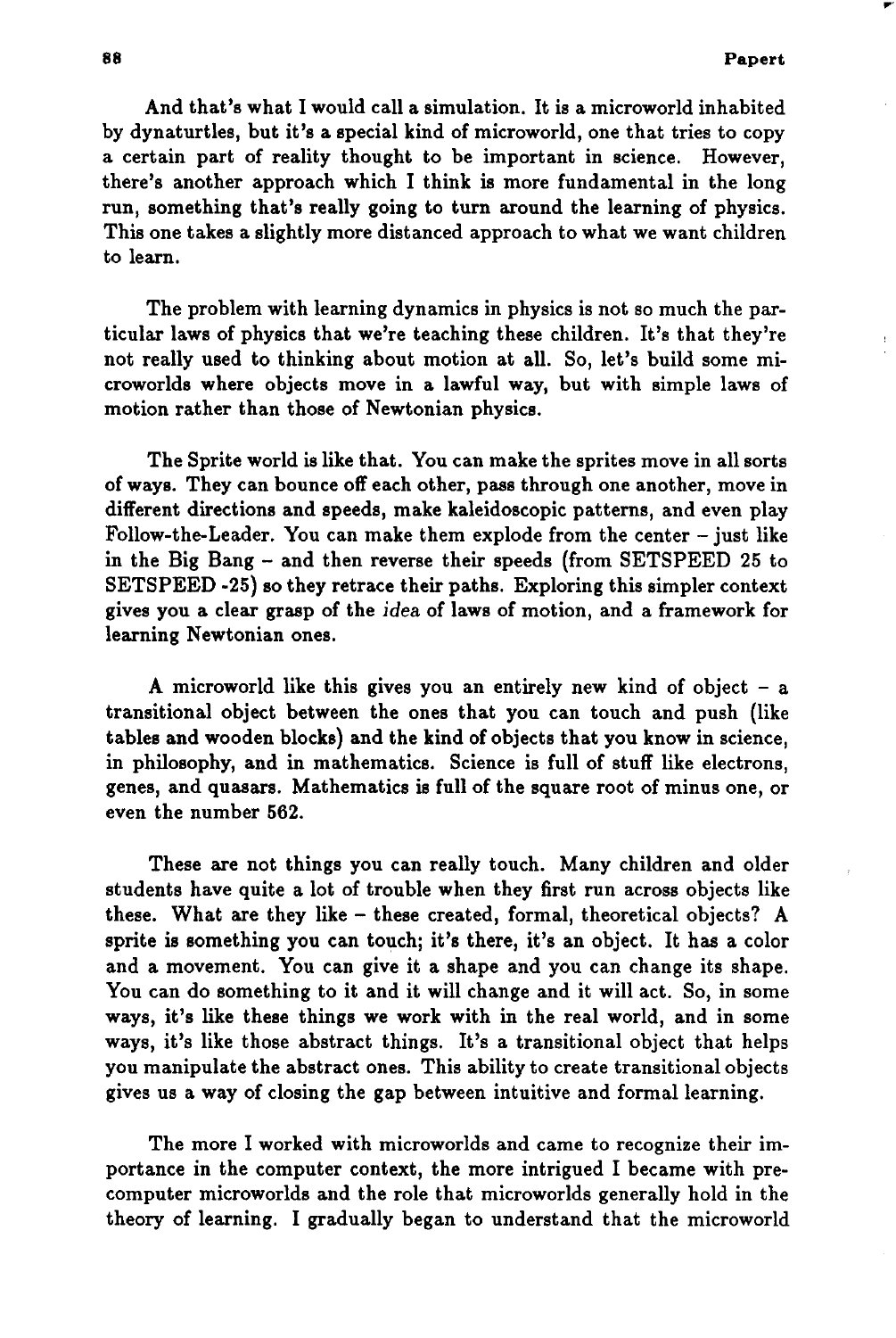And that's what I would call a simulation. It is a microworld inhabited by dynaturtles, but it's a special kind of microworld, one that tries to copy a certain part of reality thought to be important in science. However, there's another approach which I think is more fundamental in the long run, something that's really going to turn around the learning of physics. This one takes a slightly more distanced approach to what we want children to learn.

The problem with learning dynamics in physics is not so much the particular laws of physics that we're teaching these children. It's that they're not really used to thinking about motion at all. So, let's build some microworlds where objects move in a lawful way, but with simple laws of motion rather than those of Newtonian physics.

The Sprite world is like that. You can make the sprites move in all sorts of ways. They can bounce off each other, pass through one another, move in different directions and speeds, make kaleidoscopic patterns, and even play Follow-the-Leader. You can make them explode from the center – just like in the Big Bang – and then reverse their speeds (from SETSPEED 25 to SETSPEED -25) so they retrace their paths. Exploring this simpler context gives you a clear grasp of the *idea* of laws of motion, and a framework for learning Newtonian ones.

A microworld like this gives you an entirely new kind of object – a transitional object between the ones that you can touch and push (like tables and wooden blocks) and the kind of objects that you know in science, in philosophy, and in mathematics. Science is full of stuff like electrons, genes, and quasars. Mathematics is full of the square root of minus one, or even the number 562.

These are not things you can really touch. Many children and older students have quite a lot of trouble when they first run across objects like these. What are they like – these created, formal, theoretical objects? A sprite is something you can touch; it's there, it's an object. It has a color and a movement. You can give it a shape and you can change its shape. You can do something to it and it will change and it will act. So, in some ways, it's like these things we work with in the real world, and in some ways, it's like those abstract things. It's a transitional object that helps you manipulate the abstract ones. This ability to create transitional objects gives us a way of closing the gap between intuitive and formal learning.

The more I worked with microworlds and came to recognize their importance in the computer context, the more intrigued I became with pre-computer microworlds and the role that microworlds generally hold in the theory of learning. I gradually began to understand that the microworld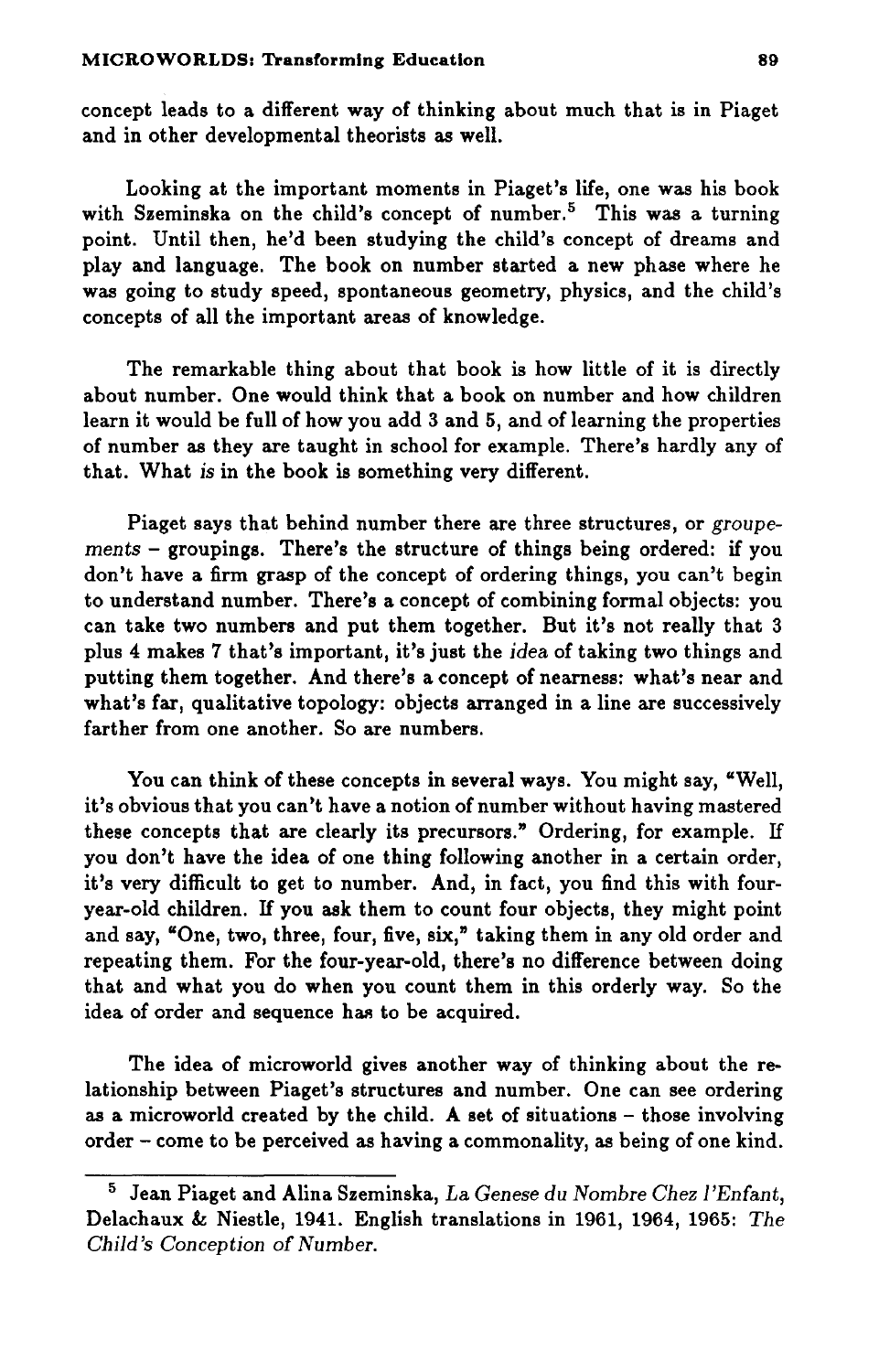concept leads to a different way of thinking about much that is in Piaget and in other developmental theorists as well.

Looking at the important moments in Piaget's life, one was his book with Szeminska on the child's concept of number.[5] This was a turning point. Until then, he'd been studying the child's concept of dreams and play and language. The book on number started a new phase where he was going to study speed, spontaneous geometry, physics, and the child's concepts of all the important areas of knowledge.

The remarkable thing about that book is how little of it is directly about number. One would think that a book on number and how children learn it would be full of how you add 3 and 5, and of learning the properties of number as they are taught in school for example. There's hardly any of that. What *is* in the book is something very different.

Piaget says that behind number there are three structures, or *groupements* – groupings. There's the structure of things being ordered: if you don't have a firm grasp of the concept of ordering things, you can't begin to understand number. There's a concept of combining formal objects: you can take two numbers and put them together. But it's not really that 3 plus 4 makes 7 that's important, it's just the *idea* of taking two things and putting them together. And there's a concept of nearness: what's near and what's far, qualitative topology: objects arranged in a line are successively farther from one another. So are numbers.

You can think of these concepts in several ways. You might say, "Well, it's obvious that you can't have a notion of number without having mastered these concepts that are clearly its precursors." Ordering, for example. If you don't have the idea of one thing following another in a certain order, it's very difficult to get to number. And, in fact, you find this with four-year-old children. If you ask them to count four objects, they might point and say, "One, two, three, four, five, six," taking them in any old order and repeating them. For the four-year-old, there's no difference between doing that and what you do when you count them in this orderly way. So the idea of order and sequence has to be acquired.

The idea of microworld gives another way of thinking about the relationship between Piaget's structures and number. One can see ordering as a microworld created by the child. A set of situations – those involving order – come to be perceived as having a commonality, as being of one kind.

---

[5] Jean Piaget and Alina Szeminska, *La Genese du Nombre Chez l'Enfant*, Delachaux & Niestle, 1941. English translations in 1961, 1964, 1965: *The Child's Conception of Number.*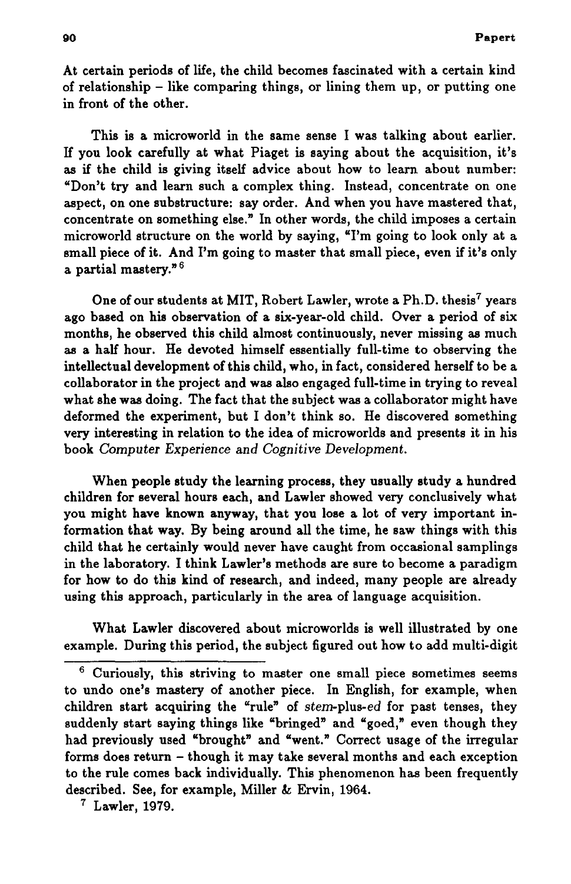At certain periods of life, the child becomes fascinated with a certain kind of relationship – like comparing things, or lining them up, or putting one in front of the other.

This is a microworld in the same sense I was talking about earlier. If you look carefully at what Piaget is saying about the acquisition, it's as if the child is giving itself advice about how to learn about number: "Don't try and learn such a complex thing. Instead, concentrate on one aspect, on one substructure: say order. And when you have mastered that, concentrate on something else." In other words, the child imposes a certain microworld structure on the world by saying, "I'm going to look only at a small piece of it. And I'm going to master that small piece, even if it's only a partial mastery."[6]

One of our students at MIT, Robert Lawler, wrote a Ph.D. thesis[7] years ago based on his observation of a six-year-old child. Over a period of six months, he observed this child almost continuously, never missing as much as a half hour. He devoted himself essentially full-time to observing the intellectual development of this child, who, in fact, considered herself to be a collaborator in the project and was also engaged full-time in trying to reveal what she was doing. The fact that the subject was a collaborator might have deformed the experiment, but I don't think so. He discovered something very interesting in relation to the idea of microworlds and presents it in his book *Computer Experience and Cognitive Development.*

When people study the learning process, they usually study a hundred children for several hours each, and Lawler showed very conclusively what you might have known anyway, that you lose a lot of very important information that way. By being around all the time, he saw things with this child that he certainly would never have caught from occasional samplings in the laboratory. I think Lawler's methods are sure to become a paradigm for how to do this kind of research, and indeed, many people are already using this approach, particularly in the area of language acquisition.

What Lawler discovered about microworlds is well illustrated by one example. During this period, the subject figured out how to add multi-digit

---

[6] Curiously, this striving to master one small piece sometimes seems to undo one's mastery of another piece. In English, for example, when children start acquiring the "rule" of *stem*-plus-*ed* for past tenses, they suddenly start saying things like "bringed" and "goed," even though they had previously used "brought" and "went." Correct usage of the irregular forms does return – though it may take several months and each exception to the rule comes back individually. This phenomenon has been frequently described. See, for example, Miller & Ervin, 1964.

[7] Lawler, 1979.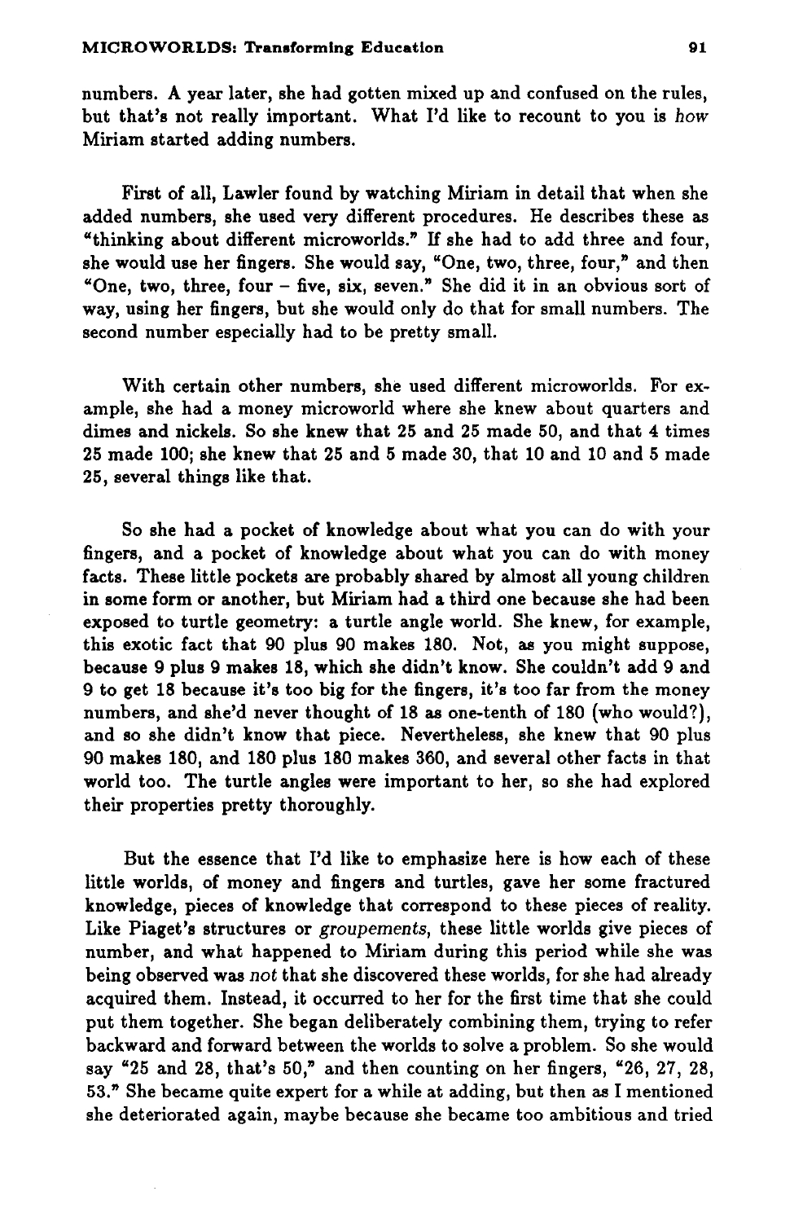numbers. A year later, she had gotten mixed up and confused on the rules, but that's not really important. What I'd like to recount to you is *how* Miriam started adding numbers.

First of all, Lawler found by watching Miriam in detail that when she added numbers, she used very different procedures. He describes these as "thinking about different microworlds." If she had to add three and four, she would use her fingers. She would say, "One, two, three, four," and then "One, two, three, four – five, six, seven." She did it in an obvious sort of way, using her fingers, but she would only do that for small numbers. The second number especially had to be pretty small.

With certain other numbers, she used different microworlds. For example, she had a money microworld where she knew about quarters and dimes and nickels. So she knew that 25 and 25 made 50, and that 4 times 25 made 100; she knew that 25 and 5 made 30, that 10 and 10 and 5 made 25, several things like that.

So she had a pocket of knowledge about what you can do with your fingers, and a pocket of knowledge about what you can do with money facts. These little pockets are probably shared by almost all young children in some form or another, but Miriam had a third one because she had been exposed to turtle geometry: a turtle angle world. She knew, for example, this exotic fact that 90 plus 90 makes 180. Not, as you might suppose, because 9 plus 9 makes 18, which she didn't know. She couldn't add 9 and 9 to get 18 because it's too big for the fingers, it's too far from the money numbers, and she'd never thought of 18 as one-tenth of 180 (who would?), and so she didn't know that piece. Nevertheless, she knew that 90 plus 90 makes 180, and 180 plus 180 makes 360, and several other facts in that world too. The turtle angles were important to her, so she had explored their properties pretty thoroughly.

But the essence that I'd like to emphasize here is how each of these little worlds, of money and fingers and turtles, gave her some fractured knowledge, pieces of knowledge that correspond to these pieces of reality. Like Piaget's structures or *groupements*, these little worlds give pieces of number, and what happened to Miriam during this period while she was being observed was *not* that she discovered these worlds, for she had already acquired them. Instead, it occurred to her for the first time that she could put them together. She began deliberately combining them, trying to refer backward and forward between the worlds to solve a problem. So she would say "25 and 28, that's 50," and then counting on her fingers, "26, 27, 28, 53." She became quite expert for a while at adding, but then as I mentioned she deteriorated again, maybe because she became too ambitious and tried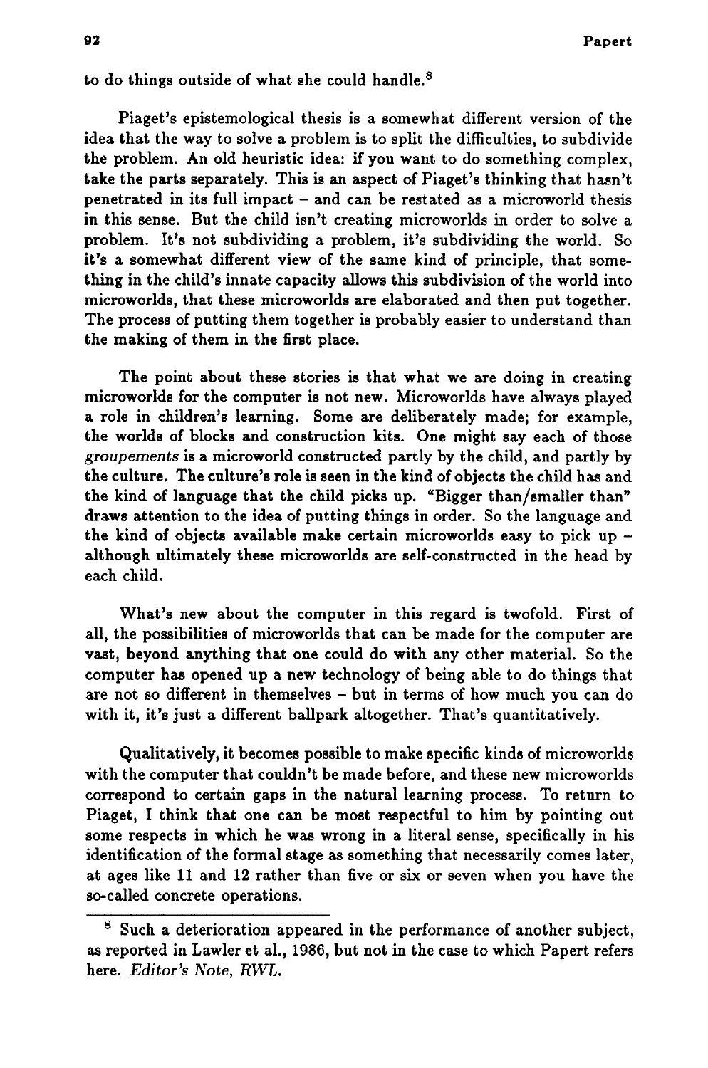to do things outside of what she could handle.[8]

Piaget's epistemological thesis is a somewhat different version of the idea that the way to solve a problem is to split the difficulties, to subdivide the problem. An old heuristic idea: if you want to do something complex, take the parts separately. This is an aspect of Piaget's thinking that hasn't penetrated in its full impact – and can be restated as a microworld thesis in this sense. But the child isn't creating microworlds in order to solve a problem. It's not subdividing a problem, it's subdividing the world. So it's a somewhat different view of the same kind of principle, that something in the child's innate capacity allows this subdivision of the world into microworlds, that these microworlds are elaborated and then put together. The process of putting them together is probably easier to understand than the making of them in the first place.

The point about these stories is that what we are doing in creating microworlds for the computer is not new. Microworlds have always played a role in children's learning. Some are deliberately made; for example, the worlds of blocks and construction kits. One might say each of those *groupements* is a microworld constructed partly by the child, and partly by the culture. The culture's role is seen in the kind of objects the child has and the kind of language that the child picks up. "Bigger than/smaller than" draws attention to the idea of putting things in order. So the language and the kind of objects available make certain microworlds easy to pick up – although ultimately these microworlds are self-constructed in the head by each child.

What's new about the computer in this regard is twofold. First of all, the possibilities of microworlds that can be made for the computer are vast, beyond anything that one could do with any other material. So the computer has opened up a new technology of being able to do things that are not so different in themselves – but in terms of how much you can do with it, it's just a different ballpark altogether. That's quantitatively.

Qualitatively, it becomes possible to make specific kinds of microworlds with the computer that couldn't be made before, and these new microworlds correspond to certain gaps in the natural learning process. To return to Piaget, I think that one can be most respectful to him by pointing out some respects in which he was wrong in a literal sense, specifically in his identification of the formal stage as something that necessarily comes later, at ages like 11 and 12 rather than five or six or seven when you have the so-called concrete operations.

---

[8] Such a deterioration appeared in the performance of another subject, as reported in Lawler et al., 1986, but not in the case to which Papert refers here. *Editor's Note, RWL.*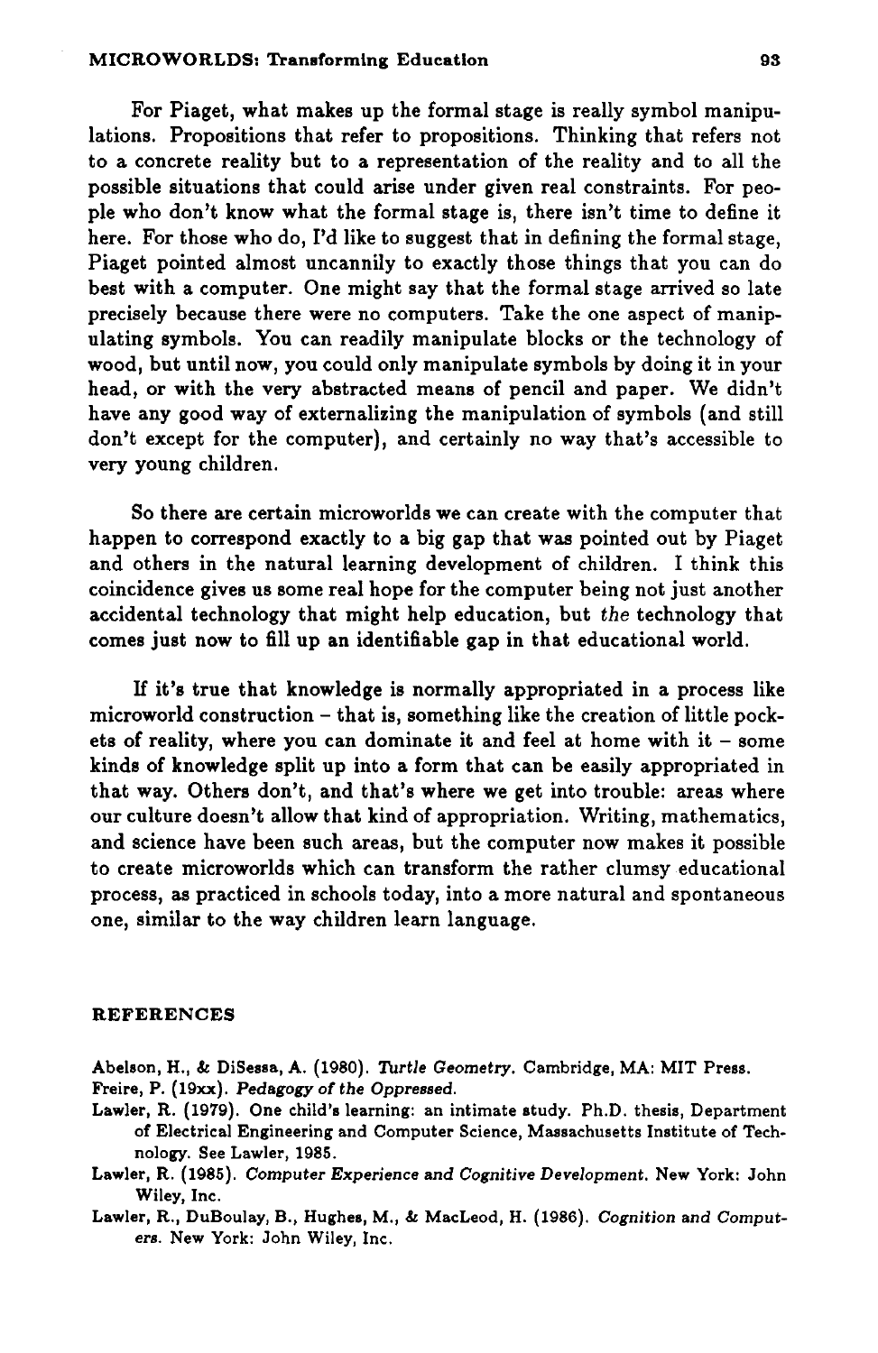For Piaget, what makes up the formal stage is really symbol manipulations. Propositions that refer to propositions. Thinking that refers not to a concrete reality but to a representation of the reality and to all the possible situations that could arise under given real constraints. For people who don't know what the formal stage is, there isn't time to define it here. For those who do, I'd like to suggest that in defining the formal stage, Piaget pointed almost uncannily to exactly those things that you can do best with a computer. One might say that the formal stage arrived so late precisely because there were no computers. Take the one aspect of manipulating symbols. You can readily manipulate blocks or the technology of wood, but until now, you could only manipulate symbols by doing it in your head, or with the very abstracted means of pencil and paper. We didn't have any good way of externalizing the manipulation of symbols (and still don't except for the computer), and certainly no way that's accessible to very young children.

So there are certain microworlds we can create with the computer that happen to correspond exactly to a big gap that was pointed out by Piaget and others in the natural learning development of children. I think this coincidence gives us some real hope for the computer being not just another accidental technology that might help education, but *the* technology that comes just now to fill up an identifiable gap in that educational world.

If it's true that knowledge is normally appropriated in a process like microworld construction – that is, something like the creation of little pockets of reality, where you can dominate it and feel at home with it – some kinds of knowledge split up into a form that can be easily appropriated in that way. Others don't, and that's where we get into trouble: areas where our culture doesn't allow that kind of appropriation. Writing, mathematics, and science have been such areas, but the computer now makes it possible to create microworlds which can transform the rather clumsy educational process, as practiced in schools today, into a more natural and spontaneous one, similar to the way children learn language.

## REFERENCES

Abelson, H., & DiSessa, A. (1980). *Turtle Geometry*. Cambridge, MA: MIT Press.

Freire, P. (19xx). *Pedagogy of the Oppressed*.

Lawler, R. (1979). One child's learning: an intimate study. Ph.D. thesis, Department of Electrical Engineering and Computer Science, Massachusetts Institute of Technology. See Lawler, 1985.

Lawler, R. (1985). *Computer Experience and Cognitive Development*. New York: John Wiley, Inc.

Lawler, R., DuBoulay, B., Hughes, M., & MacLeod, H. (1986). *Cognition and Computers*. New York: John Wiley, Inc.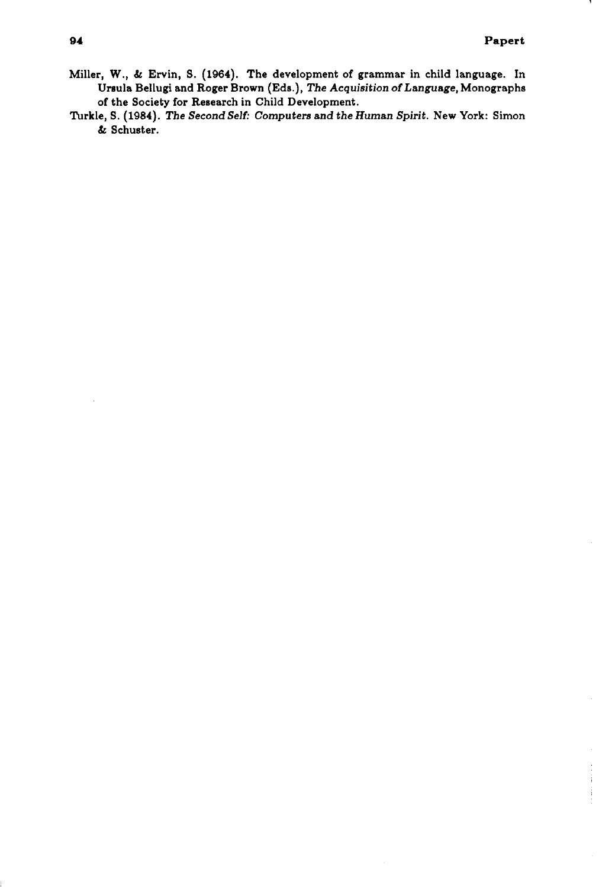Miller, W., & Ervin, S. (1964). The development of grammar in child language. In Ursula Bellugi and Roger Brown (Eds.), *The Acquisition of Language*, Monographs of the Society for Research in Child Development.

Turkle, S. (1984). *The Second Self: Computers and the Human Spirit.* New York: Simon & Schuster.